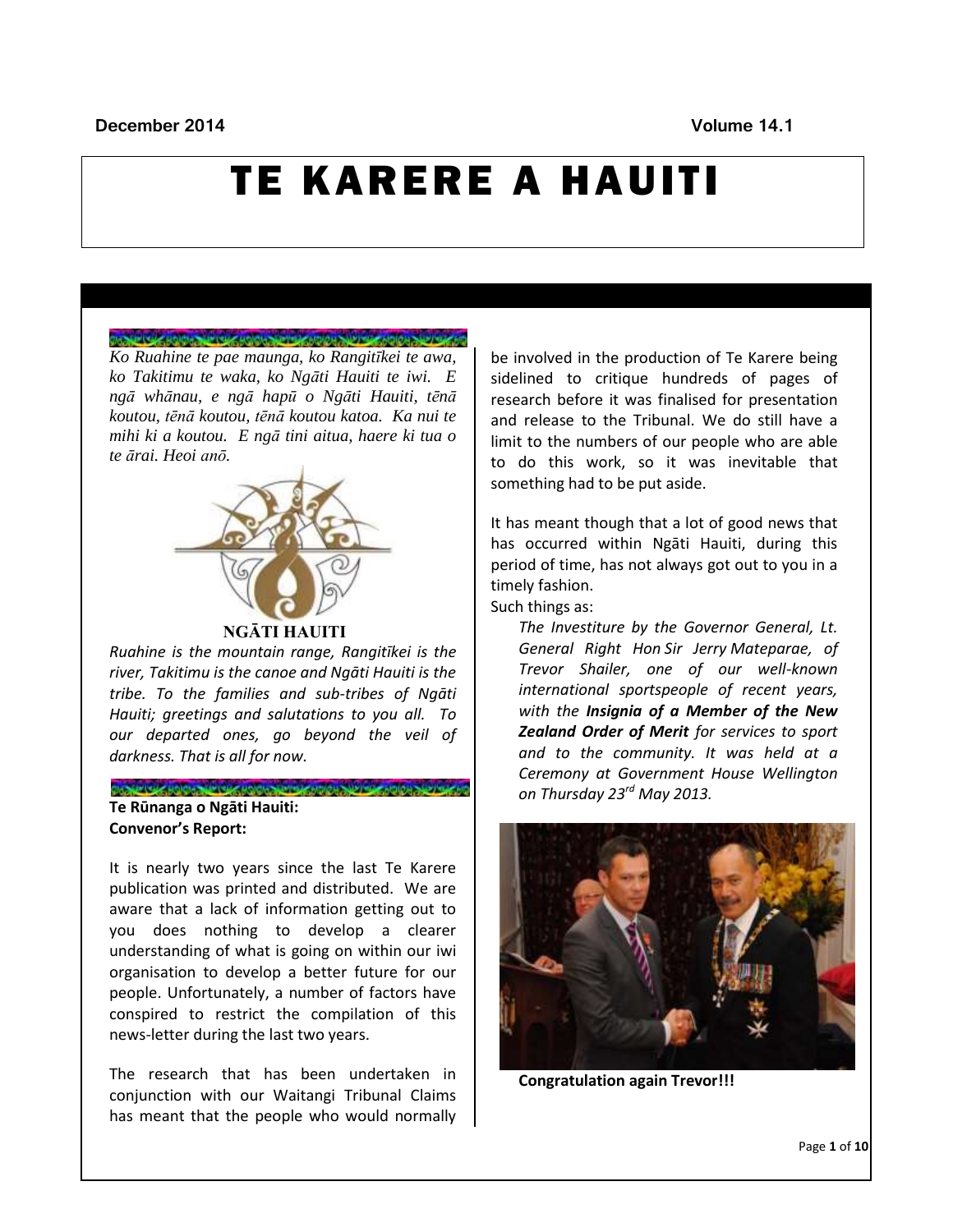December 2014 Volume 14.1

# TE KARERE A HAUITI

*Ko Ruahine te pae maunga, ko Rangitīkei te awa, ko Takitimu te waka, ko Ngāti Hauiti te iwi. E ngā whānau, e ngā hapū o Ngāti Hauiti, tēnā koutou, tēnā koutou, tēnā koutou katoa. Ka nui te mihi ki a koutou. E ngā tini aitua, haere ki tua o te ārai. Heoi anō.*

**NGĀTI HAUITI**

*Ruahine is the mountain range, Rangitīkei is the river, Takitimu is the canoe and Ngāti Hauiti is the tribe. To the families and sub-tribes of Ngāti Hauiti; greetings and salutations to you all. To our departed ones, go beyond the veil of darkness. That is all for now.*

## Te Rūnanga o Ngāti Hauiti: Convenor's Report:

It is nearly two years since the last Te Karere publication was printed and distributed. We are aware that a lack of information getting out to you does nothing to develop a clearer understanding of what is going on within our iwi organisation to develop a better future for our people. Unfortunately, a number of factors have conspired to restrict the compilation of this news-letter during the last two years.

The research that has been undertaken in conjunction with our Waitangi Tribunal Claims has meant that the people who would normally be involved in the production of Te Karere being sidelined to critique hundreds of pages of research before it was finalised for presentation and release to the Tribunal. We do still have a limit to the numbers of our people who are able to do this work, so it was inevitable that something had to be put aside.

It has meant though that a lot of good news that has occurred within Ngāti Hauiti, during this period of time, has not always got out to you in a timely fashion.

Such things as:

*The Investiture by the Governor General, Lt. General Right Hon Sir Jerry Mateparae, of Trevor Shailer, one of our well-known international sportspeople of recent years, with the* ***Insignia of a Member of the New Zealand Order of Merit*** *for services to sport and to the community. It was held at a Ceremony at Government House Wellington on Thursday 23rd May 2013.*

**Congratulation again Trevor!!!**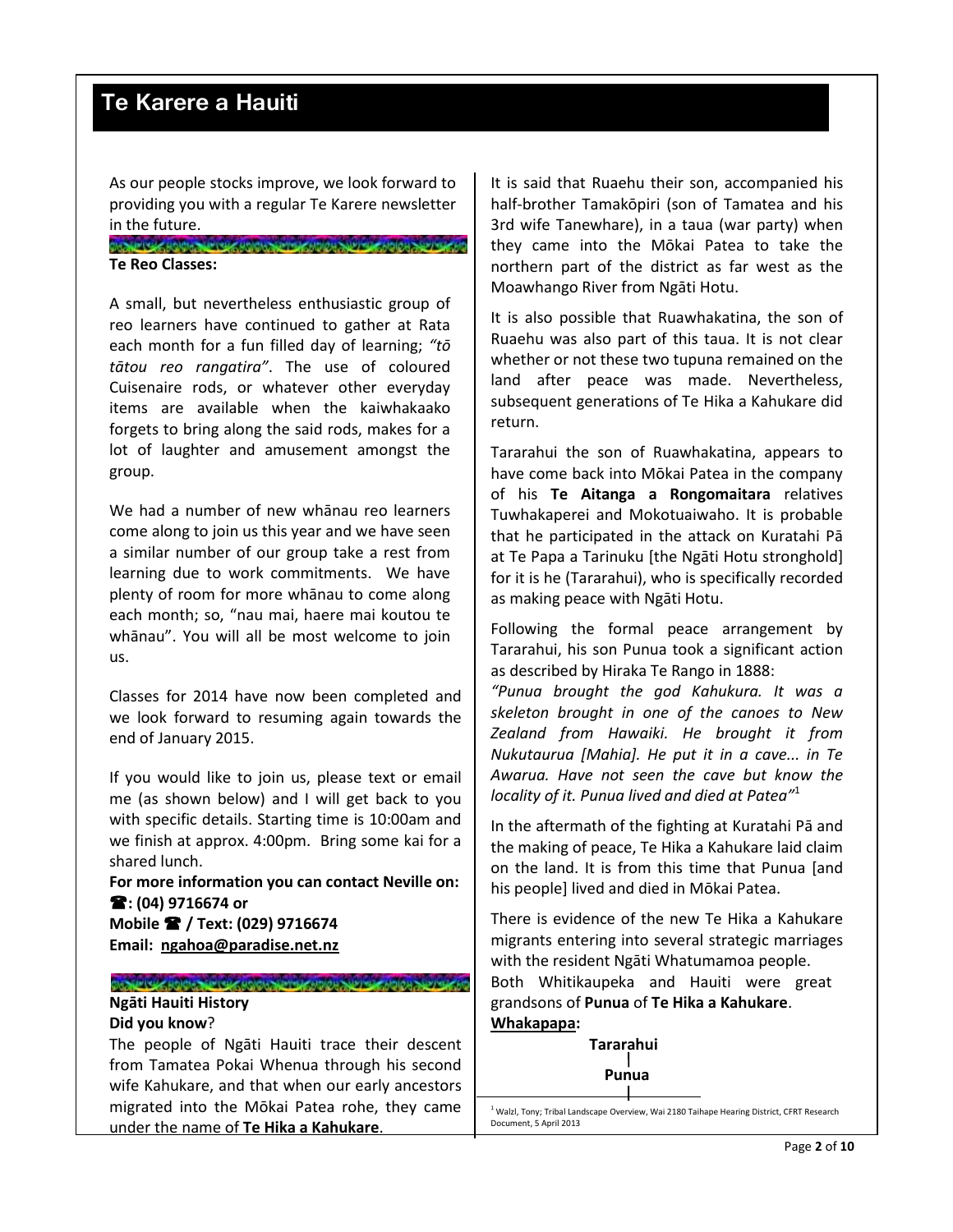As our people stocks improve, we look forward to providing you with a regular Te Karere newsletter in the future.

**Te Reo Classes:**

A small, but nevertheless enthusiastic group of reo learners have continued to gather at Rata each month for a fun filled day of learning; *"tō tātou reo rangatira"*. The use of coloured Cuisenaire rods, or whatever other everyday items are available when the kaiwhakaako forgets to bring along the said rods, makes for a lot of laughter and amusement amongst the group.

We had a number of new whānau reo learners come along to join us this year and we have seen a similar number of our group take a rest from learning due to work commitments. We have plenty of room for more whānau to come along each month; so, "nau mai, haere mai koutou te whānau". You will all be most welcome to join us.

Classes for 2014 have now been completed and we look forward to resuming again towards the end of January 2015.

If you would like to join us, please text or email me (as shown below) and I will get back to you with specific details. Starting time is 10:00am and we finish at approx. 4:00pm. Bring some kai for a shared lunch.

**For more information you can contact Neville on:**
**☎: (04) 9716674 or**
**Mobile ☎ / Text: (029) 9716674**
**Email: ngahoa@paradise.net.nz**

**Ngāti Hauiti History**
**Did you know**?

The people of Ngāti Hauiti trace their descent from Tamatea Pokai Whenua through his second wife Kahukare, and that when our early ancestors migrated into the Mōkai Patea rohe, they came under the name of **Te Hika a Kahukare**.

It is said that Ruaehu their son, accompanied his half-brother Tamakōpiri (son of Tamatea and his 3rd wife Tanewhare), in a taua (war party) when they came into the Mōkai Patea to take the northern part of the district as far west as the Moawhango River from Ngāti Hotu.

It is also possible that Ruawhakatina, the son of Ruaehu was also part of this taua. It is not clear whether or not these two tupuna remained on the land after peace was made. Nevertheless, subsequent generations of Te Hika a Kahukare did return.

Tararahui the son of Ruawhakatina, appears to have come back into Mōkai Patea in the company of his **Te Aitanga a Rongomaitara** relatives Tuwhakaperei and Mokotuaiwaho. It is probable that he participated in the attack on Kuratahi Pā at Te Papa a Tarinuku [the Ngāti Hotu stronghold] for it is he (Tararahui), who is specifically recorded as making peace with Ngāti Hotu.

Following the formal peace arrangement by Tararahui, his son Punua took a significant action as described by Hiraka Te Rango in 1888:

*"Punua brought the god Kahukura. It was a skeleton brought in one of the canoes to New Zealand from Hawaiki. He brought it from Nukutaurua [Mahia]. He put it in a cave... in Te Awarua. Have not seen the cave but know the locality of it. Punua lived and died at Patea"*[1]

In the aftermath of the fighting at Kuratahi Pā and the making of peace, Te Hika a Kahukare laid claim on the land. It is from this time that Punua [and his people] lived and died in Mōkai Patea.

There is evidence of the new Te Hika a Kahukare migrants entering into several strategic marriages with the resident Ngāti Whatumamoa people.

Both Whitikaupeka and Hauiti were great grandsons of **Punua** of **Te Hika a Kahukare**.

**Whakapapa:**

**Tararahui**
|
**Punua**
|

[1] Walzl, Tony; Tribal Landscape Overview, Wai 2180 Taihape Hearing District, CFRT Research Document, 5 April 2013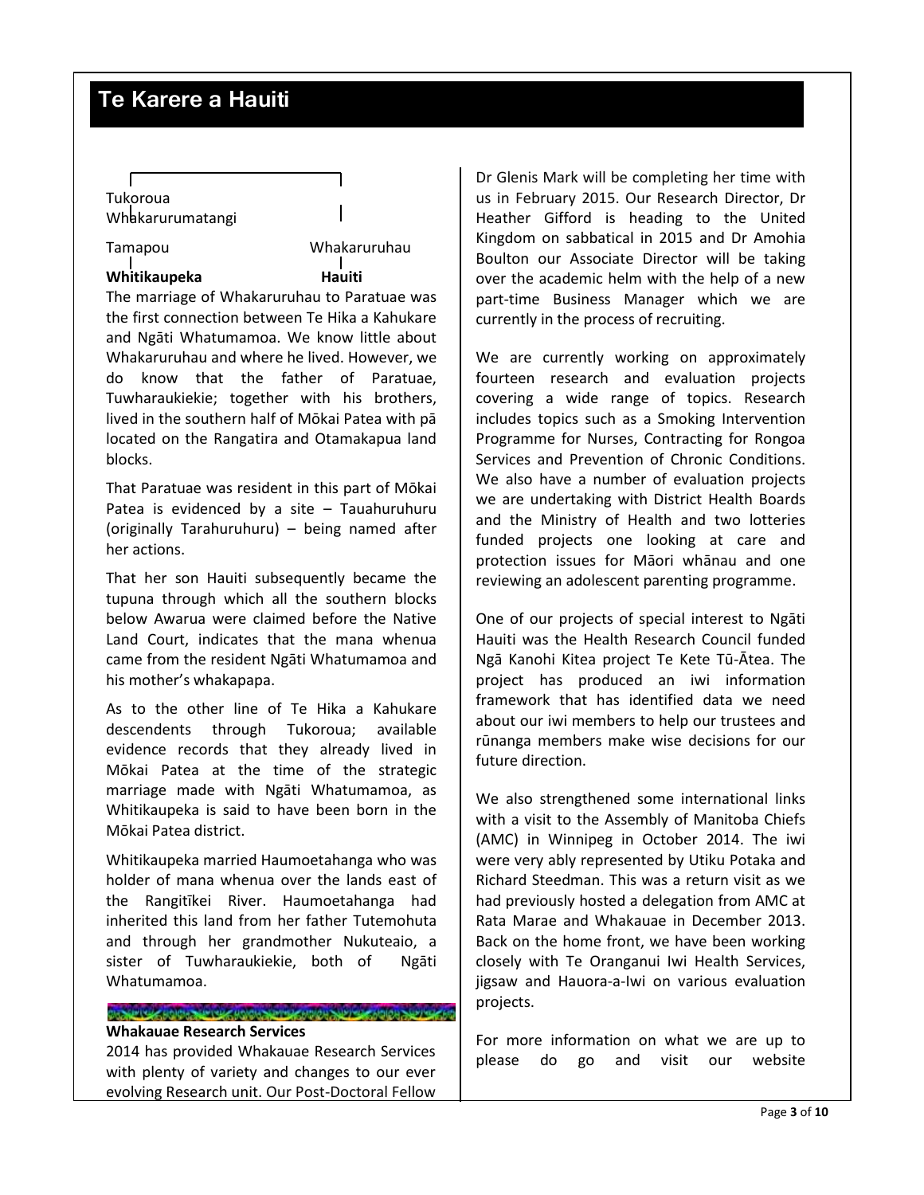Tukoroua
Whakarurumatangi

Tamapou — Whakaruruhau

**Whitikaupeka** — **Hauiti**

The marriage of Whakaruruhau to Paratuae was the first connection between Te Hika a Kahukare and Ngāti Whatumamoa. We know little about Whakaruruhau and where he lived. However, we do know that the father of Paratuae, Tuwharaukiekie; together with his brothers, lived in the southern half of Mōkai Patea with pā located on the Rangatira and Otamakapua land blocks.

That Paratuae was resident in this part of Mōkai Patea is evidenced by a site – Tauahuruhuru (originally Tarahuruhuru) – being named after her actions.

That her son Hauiti subsequently became the tupuna through which all the southern blocks below Awarua were claimed before the Native Land Court, indicates that the mana whenua came from the resident Ngāti Whatumamoa and his mother's whakapapa.

As to the other line of Te Hika a Kahukare descendents through Tukoroua; available evidence records that they already lived in Mōkai Patea at the time of the strategic marriage made with Ngāti Whatumamoa, as Whitikaupeka is said to have been born in the Mōkai Patea district.

Whitikaupeka married Haumoetahanga who was holder of mana whenua over the lands east of the Rangitīkei River. Haumoetahanga had inherited this land from her father Tutemohuta and through her grandmother Nukuteaio, a sister of Tuwharaukiekie, both of Ngāti Whatumamoa.

**Whakauae Research Services**

2014 has provided Whakauae Research Services with plenty of variety and changes to our ever evolving Research unit. Our Post-Doctoral Fellow Dr Glenis Mark will be completing her time with us in February 2015. Our Research Director, Dr Heather Gifford is heading to the United Kingdom on sabbatical in 2015 and Dr Amohia Boulton our Associate Director will be taking over the academic helm with the help of a new part-time Business Manager which we are currently in the process of recruiting.

We are currently working on approximately fourteen research and evaluation projects covering a wide range of topics. Research includes topics such as a Smoking Intervention Programme for Nurses, Contracting for Rongoa Services and Prevention of Chronic Conditions. We also have a number of evaluation projects we are undertaking with District Health Boards and the Ministry of Health and two lotteries funded projects one looking at care and protection issues for Māori whānau and one reviewing an adolescent parenting programme.

One of our projects of special interest to Ngāti Hauiti was the Health Research Council funded Ngā Kanohi Kitea project Te Kete Tū-Ātea. The project has produced an iwi information framework that has identified data we need about our iwi members to help our trustees and rūnanga members make wise decisions for our future direction.

We also strengthened some international links with a visit to the Assembly of Manitoba Chiefs (AMC) in Winnipeg in October 2014. The iwi were very ably represented by Utiku Potaka and Richard Steedman. This was a return visit as we had previously hosted a delegation from AMC at Rata Marae and Whakauae in December 2013. Back on the home front, we have been working closely with Te Oranganui Iwi Health Services, jigsaw and Hauora-a-Iwi on various evaluation projects.

For more information on what we are up to please do go and visit our website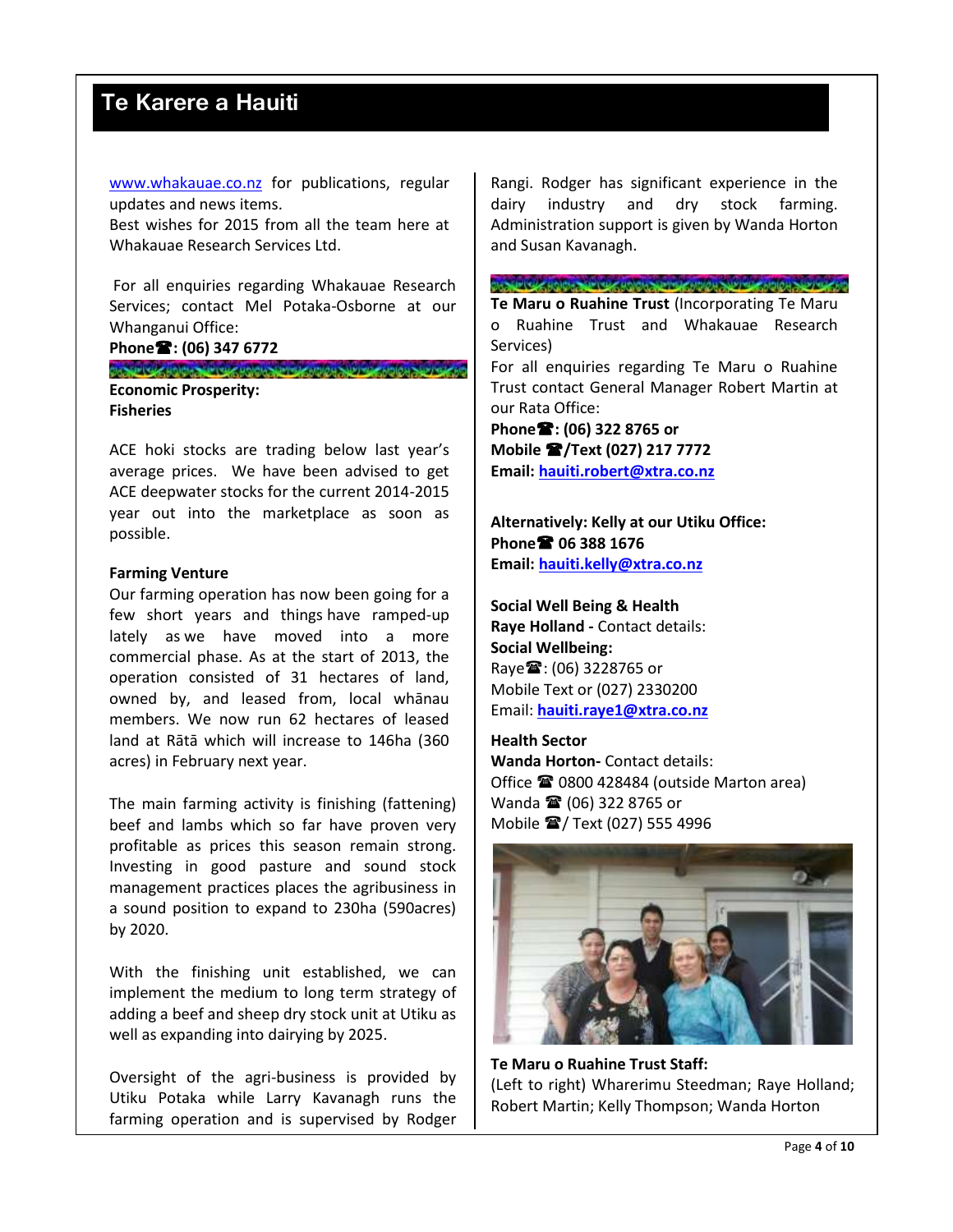# Te Karere a Hauiti

[www.whakauae.co.nz](http://www.whakauae.co.nz) for publications, regular updates and news items.
Best wishes for 2015 from all the team here at Whakauae Research Services Ltd.

For all enquiries regarding Whakauae Research Services; contact Mel Potaka-Osborne at our Whanganui Office:
**Phone☎: (06) 347 6772**

**Economic Prosperity:**
**Fisheries**

ACE hoki stocks are trading below last year's average prices. We have been advised to get ACE deepwater stocks for the current 2014-2015 year out into the marketplace as soon as possible.

**Farming Venture**

Our farming operation has now been going for a few short years and things have ramped-up lately as we have moved into a more commercial phase. As at the start of 2013, the operation consisted of 31 hectares of land, owned by, and leased from, local whānau members. We now run 62 hectares of leased land at Rātā which will increase to 146ha (360 acres) in February next year.

The main farming activity is finishing (fattening) beef and lambs which so far have proven very profitable as prices this season remain strong. Investing in good pasture and sound stock management practices places the agribusiness in a sound position to expand to 230ha (590acres) by 2020.

With the finishing unit established, we can implement the medium to long term strategy of adding a beef and sheep dry stock unit at Utiku as well as expanding into dairying by 2025.

Oversight of the agri-business is provided by Utiku Potaka while Larry Kavanagh runs the farming operation and is supervised by Rodger Rangi. Rodger has significant experience in the dairy industry and dry stock farming. Administration support is given by Wanda Horton and Susan Kavanagh.

**Te Maru o Ruahine Trust** (Incorporating Te Maru o Ruahine Trust and Whakauae Research Services)
For all enquiries regarding Te Maru o Ruahine Trust contact General Manager Robert Martin at our Rata Office:
**Phone☎: (06) 322 8765 or**
**Mobile ☎/Text (027) 217 7772**
**Email: [hauiti.robert@xtra.co.nz](mailto:hauiti.robert@xtra.co.nz)**

**Alternatively: Kelly at our Utiku Office:**
**Phone☎ 06 388 1676**
**Email: [hauiti.kelly@xtra.co.nz](mailto:hauiti.kelly@xtra.co.nz)**

**Social Well Being & Health**
**Raye Holland -** Contact details:
**Social Wellbeing:**
Raye☎: (06) 3228765 or
Mobile Text or (027) 2330200
Email: **[hauiti.raye1@xtra.co.nz](mailto:hauiti.raye1@xtra.co.nz)**

**Health Sector**
**Wanda Horton-** Contact details:
Office ☎ 0800 428484 (outside Marton area)
Wanda ☎ (06) 322 8765 or
Mobile ☎/ Text (027) 555 4996

**Te Maru o Ruahine Trust Staff:**
(Left to right) Wharerimu Steedman; Raye Holland; Robert Martin; Kelly Thompson; Wanda Horton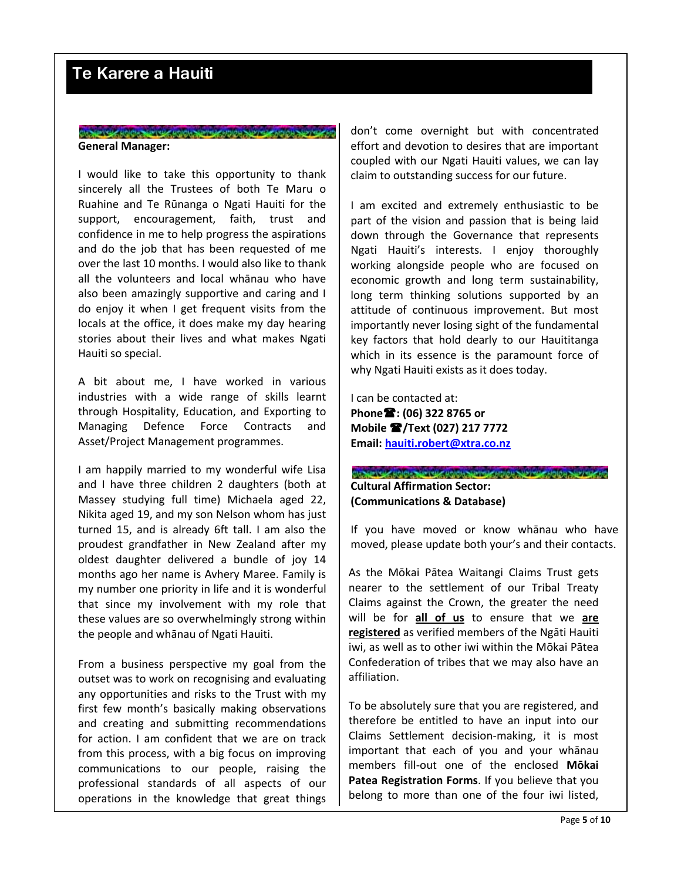## Te Karere a Hauiti

**General Manager:**

I would like to take this opportunity to thank sincerely all the Trustees of both Te Maru o Ruahine and Te Rūnanga o Ngati Hauiti for the support, encouragement, faith, trust and confidence in me to help progress the aspirations and do the job that has been requested of me over the last 10 months. I would also like to thank all the volunteers and local whānau who have also been amazingly supportive and caring and I do enjoy it when I get frequent visits from the locals at the office, it does make my day hearing stories about their lives and what makes Ngati Hauiti so special.

A bit about me, I have worked in various industries with a wide range of skills learnt through Hospitality, Education, and Exporting to Managing Defence Force Contracts and Asset/Project Management programmes.

I am happily married to my wonderful wife Lisa and I have three children 2 daughters (both at Massey studying full time) Michaela aged 22, Nikita aged 19, and my son Nelson whom has just turned 15, and is already 6ft tall. I am also the proudest grandfather in New Zealand after my oldest daughter delivered a bundle of joy 14 months ago her name is Avhery Maree. Family is my number one priority in life and it is wonderful that since my involvement with my role that these values are so overwhelmingly strong within the people and whānau of Ngati Hauiti.

From a business perspective my goal from the outset was to work on recognising and evaluating any opportunities and risks to the Trust with my first few month's basically making observations and creating and submitting recommendations for action. I am confident that we are on track from this process, with a big focus on improving communications to our people, raising the professional standards of all aspects of our operations in the knowledge that great things don't come overnight but with concentrated effort and devotion to desires that are important coupled with our Ngati Hauiti values, we can lay claim to outstanding success for our future.

I am excited and extremely enthusiastic to be part of the vision and passion that is being laid down through the Governance that represents Ngati Hauiti's interests. I enjoy thoroughly working alongside people who are focused on economic growth and long term sustainability, long term thinking solutions supported by an attitude of continuous improvement. But most importantly never losing sight of the fundamental key factors that hold dearly to our Hauititanga which in its essence is the paramount force of why Ngati Hauiti exists as it does today.

I can be contacted at:
**Phone☎: (06) 322 8765 or**
**Mobile ☎/Text (027) 217 7772**
**Email: hauiti.robert@xtra.co.nz**

**Cultural Affirmation Sector:**
**(Communications & Database)**

If you have moved or know whānau who have moved, please update both your's and their contacts.

As the Mōkai Pātea Waitangi Claims Trust gets nearer to the settlement of our Tribal Treaty Claims against the Crown, the greater the need will be for **all of us** to ensure that we **are registered** as verified members of the Ngāti Hauiti iwi, as well as to other iwi within the Mōkai Pātea Confederation of tribes that we may also have an affiliation.

To be absolutely sure that you are registered, and therefore be entitled to have an input into our Claims Settlement decision-making, it is most important that each of you and your whānau members fill-out one of the enclosed **Mōkai Patea Registration Forms**. If you believe that you belong to more than one of the four iwi listed,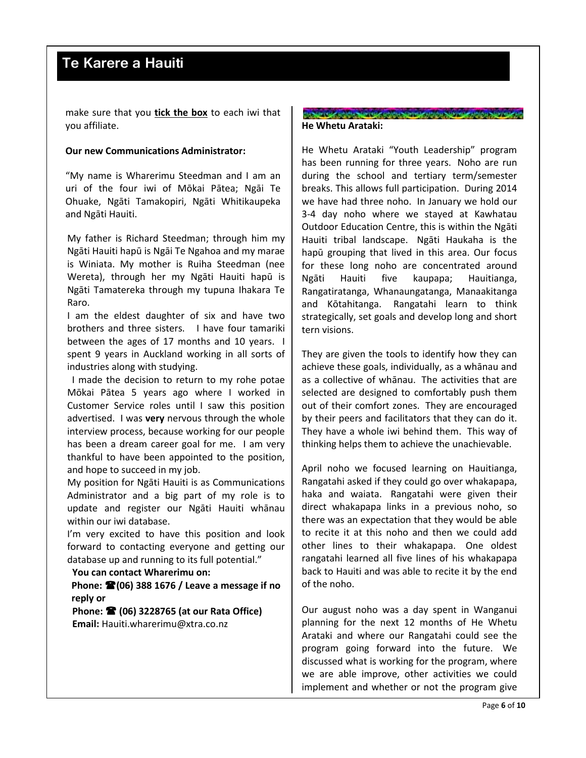make sure that you **tick the box** to each iwi that you affiliate.

**Our new Communications Administrator:**

"My name is Wharerimu Steedman and I am an uri of the four iwi of Mōkai Pātea; Ngāi Te Ohuake, Ngāti Tamakopiri, Ngāti Whitikaupeka and Ngāti Hauiti.

My father is Richard Steedman; through him my Ngāti Hauiti hapū is Ngāi Te Ngahoa and my marae is Winiata. My mother is Ruiha Steedman (nee Wereta), through her my Ngāti Hauiti hapū is Ngāti Tamatereka through my tupuna Ihakara Te Raro.

I am the eldest daughter of six and have two brothers and three sisters. I have four tamariki between the ages of 17 months and 10 years. I spent 9 years in Auckland working in all sorts of industries along with studying.

I made the decision to return to my rohe potae Mōkai Pātea 5 years ago where I worked in Customer Service roles until I saw this position advertised. I was **very** nervous through the whole interview process, because working for our people has been a dream career goal for me. I am very thankful to have been appointed to the position, and hope to succeed in my job.

My position for Ngāti Hauiti is as Communications Administrator and a big part of my role is to update and register our Ngāti Hauiti whānau within our iwi database.

I'm very excited to have this position and look forward to contacting everyone and getting our database up and running to its full potential."

**You can contact Wharerimu on:**

**Phone: ☎(06) 388 1676 / Leave a message if no reply or**

**Phone: ☎ (06) 3228765 (at our Rata Office)**

**Email:** Hauiti.wharerimu@xtra.co.nz

**He Whetu Arataki:**

He Whetu Arataki "Youth Leadership" program has been running for three years. Noho are run during the school and tertiary term/semester breaks. This allows full participation. During 2014 we have had three noho. In January we hold our 3-4 day noho where we stayed at Kawhatau Outdoor Education Centre, this is within the Ngāti Hauiti tribal landscape. Ngāti Haukaha is the hapū grouping that lived in this area. Our focus for these long noho are concentrated around Ngāti Hauiti five kaupapa; Hauitianga, Rangatiratanga, Whanaungatanga, Manaakitanga and Kōtahitanga. Rangatahi learn to think strategically, set goals and develop long and short tern visions.

They are given the tools to identify how they can achieve these goals, individually, as a whānau and as a collective of whānau. The activities that are selected are designed to comfortably push them out of their comfort zones. They are encouraged by their peers and facilitators that they can do it. They have a whole iwi behind them. This way of thinking helps them to achieve the unachievable.

April noho we focused learning on Hauitianga, Rangatahi asked if they could go over whakapapa, haka and waiata. Rangatahi were given their direct whakapapa links in a previous noho, so there was an expectation that they would be able to recite it at this noho and then we could add other lines to their whakapapa. One oldest rangatahi learned all five lines of his whakapapa back to Hauiti and was able to recite it by the end of the noho.

Our august noho was a day spent in Wanganui planning for the next 12 months of He Whetu Arataki and where our Rangatahi could see the program going forward into the future. We discussed what is working for the program, where we are able improve, other activities we could implement and whether or not the program give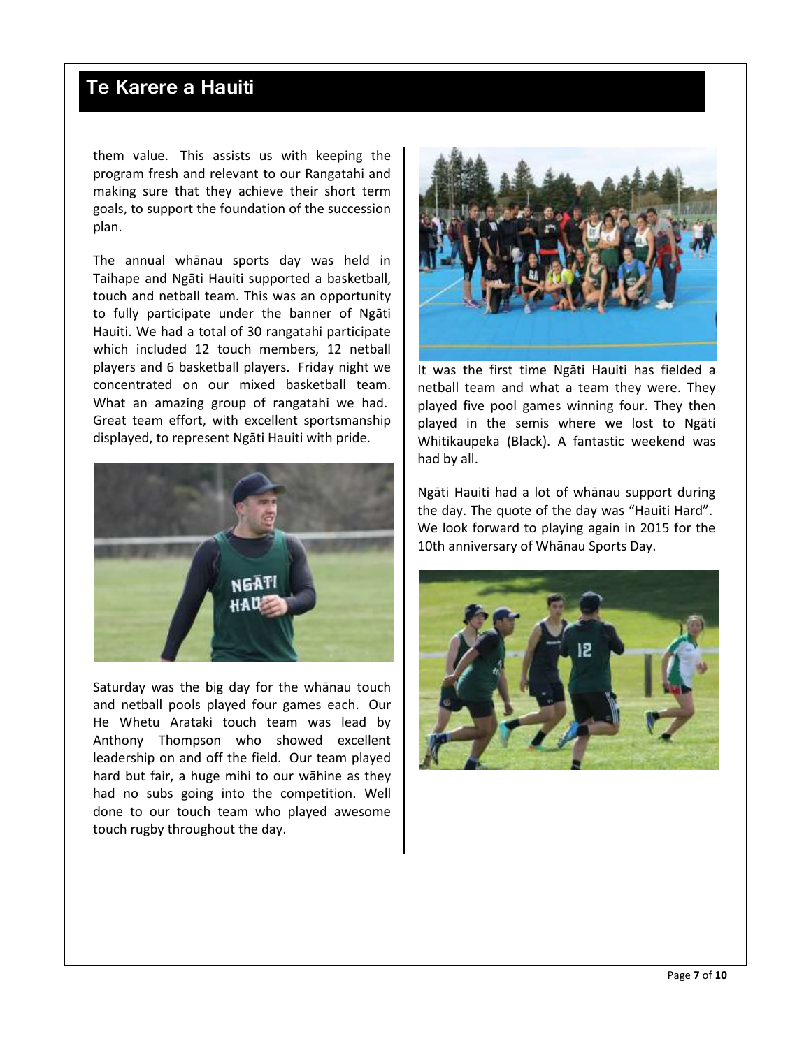them value. This assists us with keeping the program fresh and relevant to our Rangatahi and making sure that they achieve their short term goals, to support the foundation of the succession plan.

The annual whānau sports day was held in Taihape and Ngāti Hauiti supported a basketball, touch and netball team. This was an opportunity to fully participate under the banner of Ngāti Hauiti. We had a total of 30 rangatahi participate which included 12 touch members, 12 netball players and 6 basketball players. Friday night we concentrated on our mixed basketball team. What an amazing group of rangatahi we had. Great team effort, with excellent sportsmanship displayed, to represent Ngāti Hauiti with pride.

Saturday was the big day for the whānau touch and netball pools played four games each. Our He Whetu Arataki touch team was lead by Anthony Thompson who showed excellent leadership on and off the field. Our team played hard but fair, a huge mihi to our wāhine as they had no subs going into the competition. Well done to our touch team who played awesome touch rugby throughout the day.

It was the first time Ngāti Hauiti has fielded a netball team and what a team they were. They played five pool games winning four. They then played in the semis where we lost to Ngāti Whitikaupeka (Black). A fantastic weekend was had by all.

Ngāti Hauiti had a lot of whānau support during the day. The quote of the day was "Hauiti Hard". We look forward to playing again in 2015 for the 10th anniversary of Whānau Sports Day.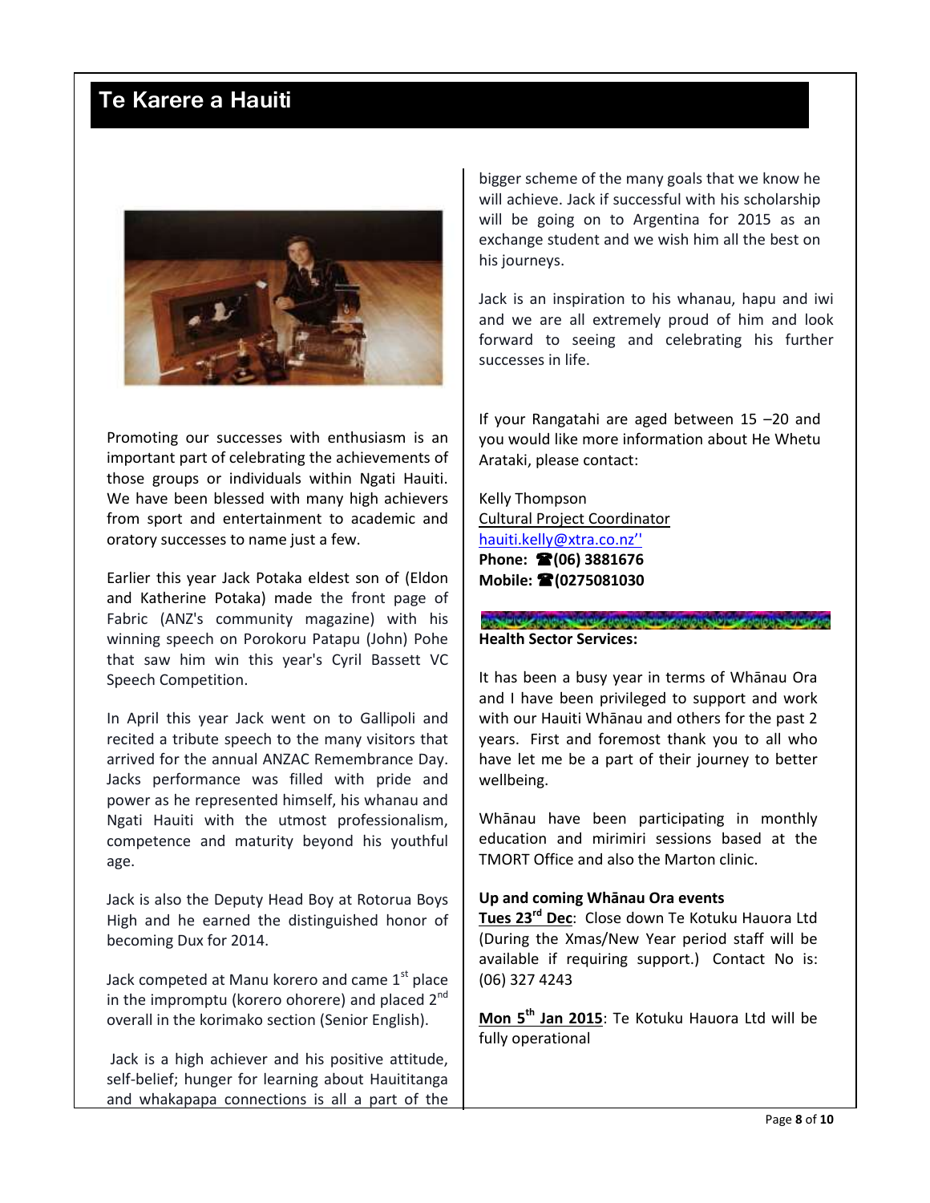# Te Karere a Hauiti

Promoting our successes with enthusiasm is an important part of celebrating the achievements of those groups or individuals within Ngati Hauiti. We have been blessed with many high achievers from sport and entertainment to academic and oratory successes to name just a few.

Earlier this year Jack Potaka eldest son of (Eldon and Katherine Potaka) made the front page of Fabric (ANZ's community magazine) with his winning speech on Porokoru Patapu (John) Pohe that saw him win this year's Cyril Bassett VC Speech Competition.

In April this year Jack went on to Gallipoli and recited a tribute speech to the many visitors that arrived for the annual ANZAC Remembrance Day. Jacks performance was filled with pride and power as he represented himself, his whanau and Ngati Hauiti with the utmost professionalism, competence and maturity beyond his youthful age.

Jack is also the Deputy Head Boy at Rotorua Boys High and he earned the distinguished honor of becoming Dux for 2014.

Jack competed at Manu korero and came 1st place in the impromptu (korero ohorere) and placed 2nd overall in the korimako section (Senior English).

Jack is a high achiever and his positive attitude, self-belief; hunger for learning about Hauititanga and whakapapa connections is all a part of the bigger scheme of the many goals that we know he will achieve. Jack if successful with his scholarship will be going on to Argentina for 2015 as an exchange student and we wish him all the best on his journeys.

Jack is an inspiration to his whanau, hapu and iwi and we are all extremely proud of him and look forward to seeing and celebrating his further successes in life.

If your Rangatahi are aged between 15 –20 and you would like more information about He Whetu Arataki, please contact:

Kelly Thompson
Cultural Project Coordinator
hauiti.kelly@xtra.co.nz''
**Phone: ☎(06) 3881676**
**Mobile: ☎(0275081030**

**Health Sector Services:**

It has been a busy year in terms of Whānau Ora and I have been privileged to support and work with our Hauiti Whānau and others for the past 2 years. First and foremost thank you to all who have let me be a part of their journey to better wellbeing.

Whānau have been participating in monthly education and mirimiri sessions based at the TMORT Office and also the Marton clinic.

**Up and coming Whānau Ora events**

**Tues 23rd Dec**: Close down Te Kotuku Hauora Ltd (During the Xmas/New Year period staff will be available if requiring support.) Contact No is: (06) 327 4243

**Mon 5th Jan 2015**: Te Kotuku Hauora Ltd will be fully operational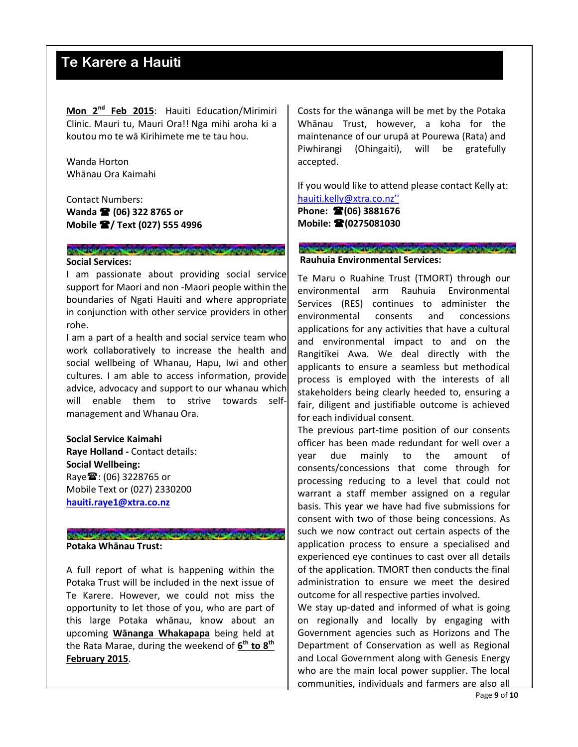# Te Karere a Hauiti

**Mon 2nd Feb 2015**: Hauiti Education/Mirimiri Clinic. Mauri tu, Mauri Ora!! Nga mihi aroha ki a koutou mo te wā Kirihimete me te tau hou.

Wanda Horton
Whānau Ora Kaimahi

Contact Numbers:
**Wanda ☎ (06) 322 8765 or**
**Mobile ☎/ Text (027) 555 4996**

**Social Services:**

I am passionate about providing social service support for Maori and non -Maori people within the boundaries of Ngati Hauiti and where appropriate in conjunction with other service providers in other rohe.

I am a part of a health and social service team who work collaboratively to increase the health and social wellbeing of Whanau, Hapu, Iwi and other cultures. I am able to access information, provide advice, advocacy and support to our whanau which will enable them to strive towards self-management and Whanau Ora.

**Social Service Kaimahi**
**Raye Holland -** Contact details:
**Social Wellbeing:**
Raye☎: (06) 3228765 or
Mobile Text or (027) 2330200
**hauiti.raye1@xtra.co.nz**

**Potaka Whānau Trust:**

A full report of what is happening within the Potaka Trust will be included in the next issue of Te Karere. However, we could not miss the opportunity to let those of you, who are part of this large Potaka whānau, know about an upcoming **Wānanga Whakapapa** being held at the Rata Marae, during the weekend of **6th to 8th February 2015**.

Costs for the wānanga will be met by the Potaka Whānau Trust, however, a koha for the maintenance of our urupā at Pourewa (Rata) and Piwhirangi (Ohingaiti), will be gratefully accepted.

If you would like to attend please contact Kelly at:
hauiti.kelly@xtra.co.nz''
**Phone: ☎(06) 3881676**
**Mobile: ☎(0275081030**

**Rauhuia Environmental Services:**

Te Maru o Ruahine Trust (TMORT) through our environmental arm Rauhuia Environmental Services (RES) continues to administer the environmental consents and concessions applications for any activities that have a cultural and environmental impact to and on the Rangitīkei Awa. We deal directly with the applicants to ensure a seamless but methodical process is employed with the interests of all stakeholders being clearly heeded to, ensuring a fair, diligent and justifiable outcome is achieved for each individual consent.

The previous part-time position of our consents officer has been made redundant for well over a year due mainly to the amount of consents/concessions that come through for processing reducing to a level that could not warrant a staff member assigned on a regular basis. This year we have had five submissions for consent with two of those being concessions. As such we now contract out certain aspects of the application process to ensure a specialised and experienced eye continues to cast over all details of the application. TMORT then conducts the final administration to ensure we meet the desired outcome for all respective parties involved.

We stay up-dated and informed of what is going on regionally and locally by engaging with Government agencies such as Horizons and The Department of Conservation as well as Regional and Local Government along with Genesis Energy who are the main local power supplier. The local communities, individuals and farmers are also all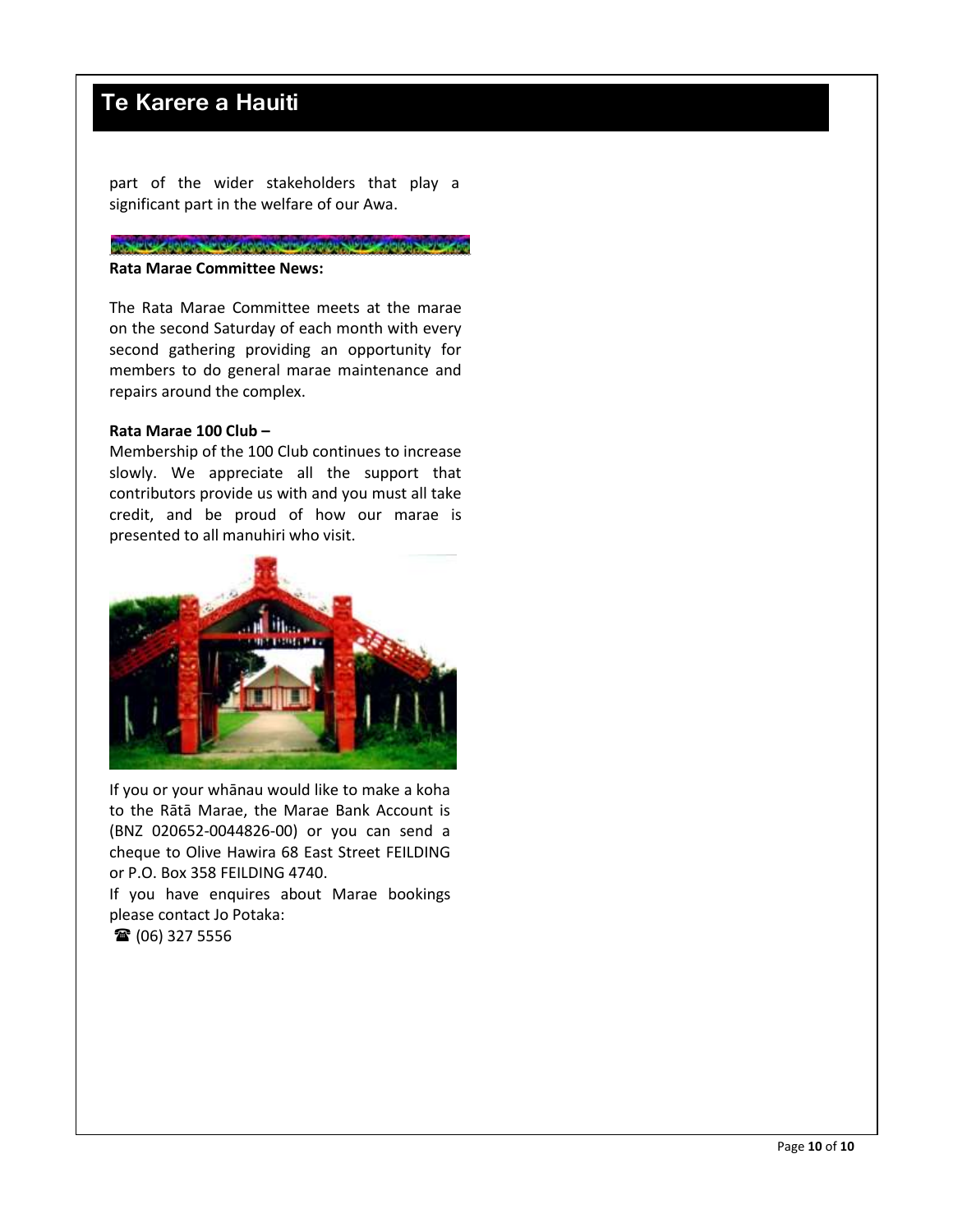part of the wider stakeholders that play a significant part in the welfare of our Awa.

**Rata Marae Committee News:**

The Rata Marae Committee meets at the marae on the second Saturday of each month with every second gathering providing an opportunity for members to do general marae maintenance and repairs around the complex.

**Rata Marae 100 Club –**

Membership of the 100 Club continues to increase slowly. We appreciate all the support that contributors provide us with and you must all take credit, and be proud of how our marae is presented to all manuhiri who visit.

If you or your whānau would like to make a koha to the Rātā Marae, the Marae Bank Account is (BNZ 020652-0044826-00) or you can send a cheque to Olive Hawira 68 East Street FEILDING or P.O. Box 358 FEILDING 4740.

If you have enquires about Marae bookings please contact Jo Potaka:

☎ (06) 327 5556